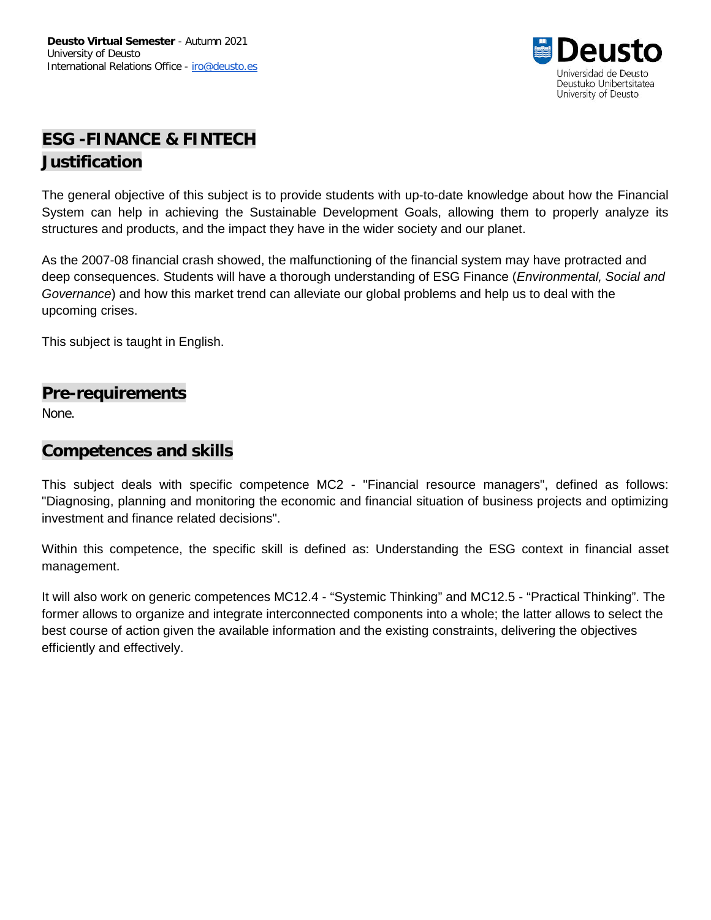**Deusto Virtual Semester** - Autumn 2021
University of Deusto
International Relations Office - iro@deusto.es

# ESG -FINANCE & FINTECH

## Justification

The general objective of this subject is to provide students with up-to-date knowledge about how the Financial System can help in achieving the Sustainable Development Goals, allowing them to properly analyze its structures and products, and the impact they have in the wider society and our planet.

As the 2007-08 financial crash showed, the malfunctioning of the financial system may have protracted and deep consequences. Students will have a thorough understanding of ESG Finance (*Environmental, Social and Governance*) and how this market trend can alleviate our global problems and help us to deal with the upcoming crises.

This subject is taught in English.

## Pre-requirements

None.

## Competences and skills

This subject deals with specific competence MC2 - "Financial resource managers", defined as follows: "Diagnosing, planning and monitoring the economic and financial situation of business projects and optimizing investment and finance related decisions".

Within this competence, the specific skill is defined as: Understanding the ESG context in financial asset management.

It will also work on generic competences MC12.4 - “Systemic Thinking” and MC12.5 - “Practical Thinking”. The former allows to organize and integrate interconnected components into a whole; the latter allows to select the best course of action given the available information and the existing constraints, delivering the objectives efficiently and effectively.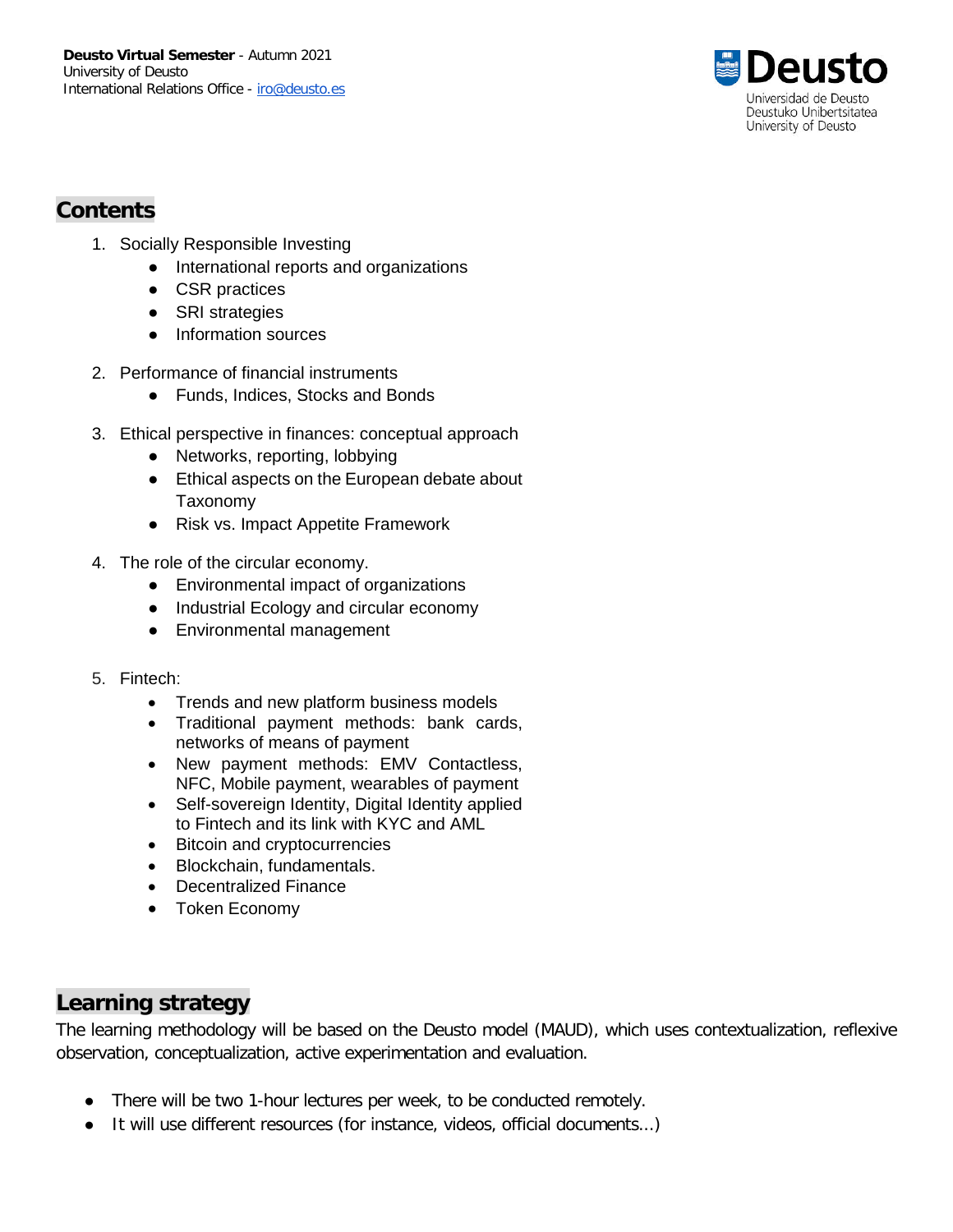## Contents

1. Socially Responsible Investing
    - International reports and organizations
    - CSR practices
    - SRI strategies
    - Information sources

2. Performance of financial instruments
    - Funds, Indices, Stocks and Bonds

3. Ethical perspective in finances: conceptual approach
    - Networks, reporting, lobbying
    - Ethical aspects on the European debate about Taxonomy
    - Risk vs. Impact Appetite Framework

4. The role of the circular economy.
    - Environmental impact of organizations
    - Industrial Ecology and circular economy
    - Environmental management

5. Fintech:
    - Trends and new platform business models
    - Traditional payment methods: bank cards, networks of means of payment
    - New payment methods: EMV Contactless, NFC, Mobile payment, wearables of payment
    - Self-sovereign Identity, Digital Identity applied to Fintech and its link with KYC and AML
    - Bitcoin and cryptocurrencies
    - Blockchain, fundamentals.
    - Decentralized Finance
    - Token Economy

## Learning strategy

The learning methodology will be based on the Deusto model (MAUD), which uses contextualization, reflexive observation, conceptualization, active experimentation and evaluation.

- There will be two 1-hour lectures per week, to be conducted remotely.
- It will use different resources (for instance, videos, official documents...)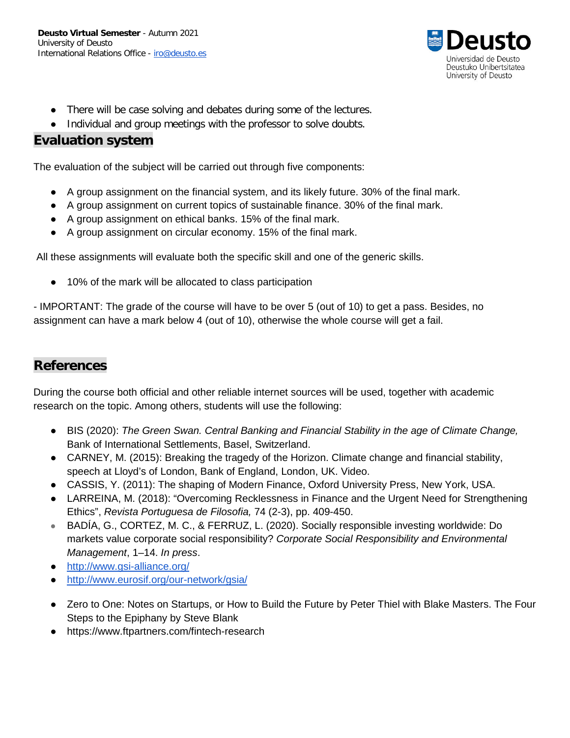- There will be case solving and debates during some of the lectures.
- Individual and group meetings with the professor to solve doubts.

## Evaluation system

The evaluation of the subject will be carried out through five components:

- A group assignment on the financial system, and its likely future. 30% of the final mark.
- A group assignment on current topics of sustainable finance. 30% of the final mark.
- A group assignment on ethical banks. 15% of the final mark.
- A group assignment on circular economy. 15% of the final mark.

All these assignments will evaluate both the specific skill and one of the generic skills.

- 10% of the mark will be allocated to class participation

- IMPORTANT: The grade of the course will have to be over 5 (out of 10) to get a pass. Besides, no assignment can have a mark below 4 (out of 10), otherwise the whole course will get a fail.

## References

During the course both official and other reliable internet sources will be used, together with academic research on the topic. Among others, students will use the following:

- BIS (2020): *The Green Swan. Central Banking and Financial Stability in the age of Climate Change,* Bank of International Settlements, Basel, Switzerland.
- CARNEY, M. (2015): Breaking the tragedy of the Horizon. Climate change and financial stability, speech at Lloyd's of London, Bank of England, London, UK. Video.
- CASSIS, Y. (2011): The shaping of Modern Finance, Oxford University Press, New York, USA.
- LARREINA, M. (2018): "Overcoming Recklessness in Finance and the Urgent Need for Strengthening Ethics", *Revista Portuguesa de Filosofia,* 74 (2-3), pp. 409-450.
- BADÍA, G., CORTEZ, M. C., & FERRUZ, L. (2020). Socially responsible investing worldwide: Do markets value corporate social responsibility? *Corporate Social Responsibility and Environmental Management*, 1–14. *In press*.
- http://www.gsi-alliance.org/
- http://www.eurosif.org/our-network/gsia/
- Zero to One: Notes on Startups, or How to Build the Future by Peter Thiel with Blake Masters. The Four Steps to the Epiphany by Steve Blank
- https://www.ftpartners.com/fintech-research